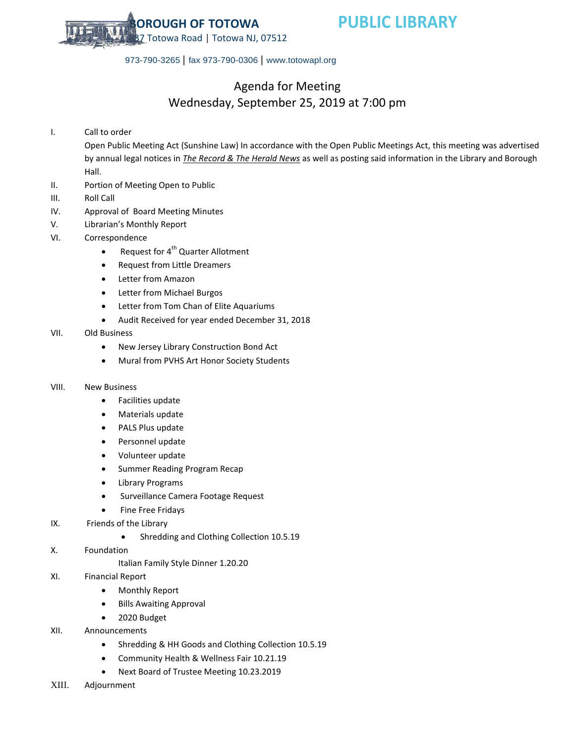**BOROUGH OF TOTOWA** **PUBLIC LIBRARY**

537 Totowa Road | Totowa NJ, 07512

973-790-3265 | fax 973-790-0306 | www.totowapl.org

# Agenda for Meeting
## Wednesday, September 25, 2019 at 7:00 pm

I. Call to order

Open Public Meeting Act (Sunshine Law) In accordance with the Open Public Meetings Act, this meeting was advertised by annual legal notices in ***The Record & The Herald News*** as well as posting said information in the Library and Borough Hall.

II. Portion of Meeting Open to Public

III. Roll Call

IV. Approval of Board Meeting Minutes

V. Librarian's Monthly Report

VI. Correspondence
- Request for 4th Quarter Allotment
- Request from Little Dreamers
- Letter from Amazon
- Letter from Michael Burgos
- Letter from Tom Chan of Elite Aquariums
- Audit Received for year ended December 31, 2018

VII. Old Business
- New Jersey Library Construction Bond Act
- Mural from PVHS Art Honor Society Students

VIII. New Business
- Facilities update
- Materials update
- PALS Plus update
- Personnel update
- Volunteer update
- Summer Reading Program Recap
- Library Programs
- Surveillance Camera Footage Request
- Fine Free Fridays

IX. Friends of the Library
- Shredding and Clothing Collection 10.5.19

X. Foundation

Italian Family Style Dinner 1.20.20

XI. Financial Report
- Monthly Report
- Bills Awaiting Approval
- 2020 Budget

XII. Announcements
- Shredding & HH Goods and Clothing Collection 10.5.19
- Community Health & Wellness Fair 10.21.19
- Next Board of Trustee Meeting 10.23.2019

XIII. Adjournment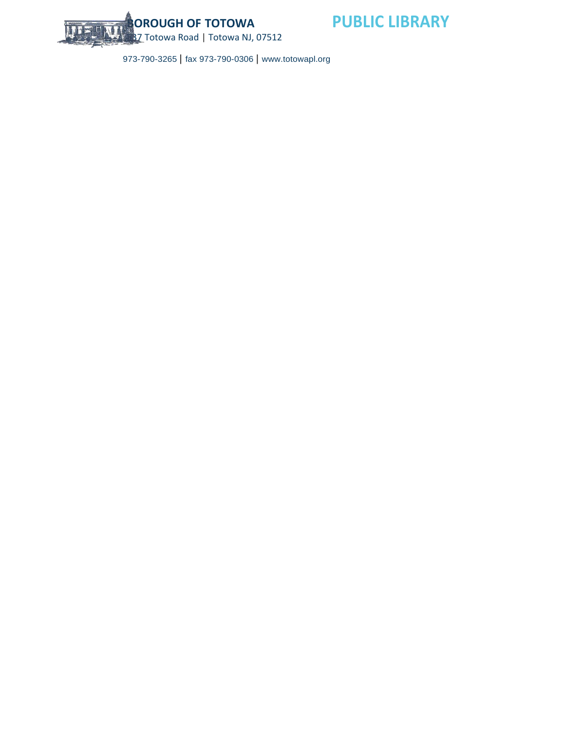**BOROUGH OF TOTOWA** **PUBLIC LIBRARY**

37 Totowa Road | Totowa NJ, 07512

973-790-3265 | fax 973-790-0306 | www.totowapl.org